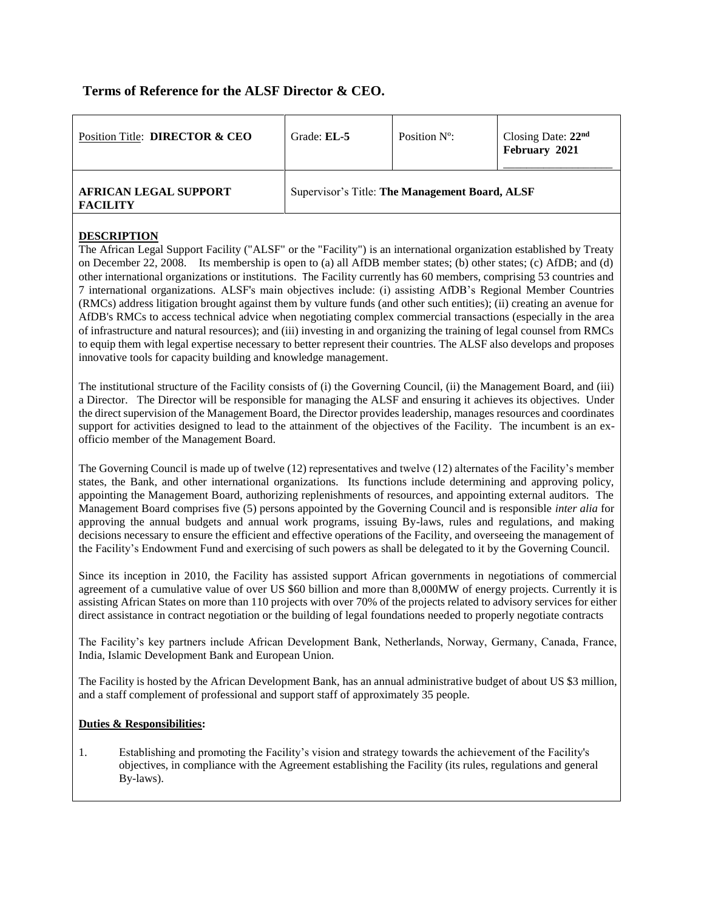# Terms of Reference for the ALSF Director & CEO.

| | | | |
|---|---|---|---|
| Position Title: **DIRECTOR & CEO** | Grade: **EL-5** | Position Nº: | Closing Date: **22nd February 2021** |
| **AFRICAN LEGAL SUPPORT FACILITY** | Supervisor's Title: **The Management Board, ALSF** | | |

**DESCRIPTION**

The African Legal Support Facility ("ALSF" or the "Facility") is an international organization established by Treaty on December 22, 2008. Its membership is open to (a) all AfDB member states; (b) other states; (c) AfDB; and (d) other international organizations or institutions. The Facility currently has 60 members, comprising 53 countries and 7 international organizations. ALSF's main objectives include: (i) assisting AfDB's Regional Member Countries (RMCs) address litigation brought against them by vulture funds (and other such entities); (ii) creating an avenue for AfDB's RMCs to access technical advice when negotiating complex commercial transactions (especially in the area of infrastructure and natural resources); and (iii) investing in and organizing the training of legal counsel from RMCs to equip them with legal expertise necessary to better represent their countries. The ALSF also develops and proposes innovative tools for capacity building and knowledge management.

The institutional structure of the Facility consists of (i) the Governing Council, (ii) the Management Board, and (iii) a Director. The Director will be responsible for managing the ALSF and ensuring it achieves its objectives. Under the direct supervision of the Management Board, the Director provides leadership, manages resources and coordinates support for activities designed to lead to the attainment of the objectives of the Facility. The incumbent is an ex-officio member of the Management Board.

The Governing Council is made up of twelve (12) representatives and twelve (12) alternates of the Facility's member states, the Bank, and other international organizations. Its functions include determining and approving policy, appointing the Management Board, authorizing replenishments of resources, and appointing external auditors. The Management Board comprises five (5) persons appointed by the Governing Council and is responsible *inter alia* for approving the annual budgets and annual work programs, issuing By-laws, rules and regulations, and making decisions necessary to ensure the efficient and effective operations of the Facility, and overseeing the management of the Facility's Endowment Fund and exercising of such powers as shall be delegated to it by the Governing Council.

Since its inception in 2010, the Facility has assisted support African governments in negotiations of commercial agreement of a cumulative value of over US $60 billion and more than 8,000MW of energy projects. Currently it is assisting African States on more than 110 projects with over 70% of the projects related to advisory services for either direct assistance in contract negotiation or the building of legal foundations needed to properly negotiate contracts

The Facility's key partners include African Development Bank, Netherlands, Norway, Germany, Canada, France, India, Islamic Development Bank and European Union.

The Facility is hosted by the African Development Bank, has an annual administrative budget of about US $3 million, and a staff complement of professional and support staff of approximately 35 people.

**Duties & Responsibilities:**

1. Establishing and promoting the Facility's vision and strategy towards the achievement of the Facility's objectives, in compliance with the Agreement establishing the Facility (its rules, regulations and general By-laws).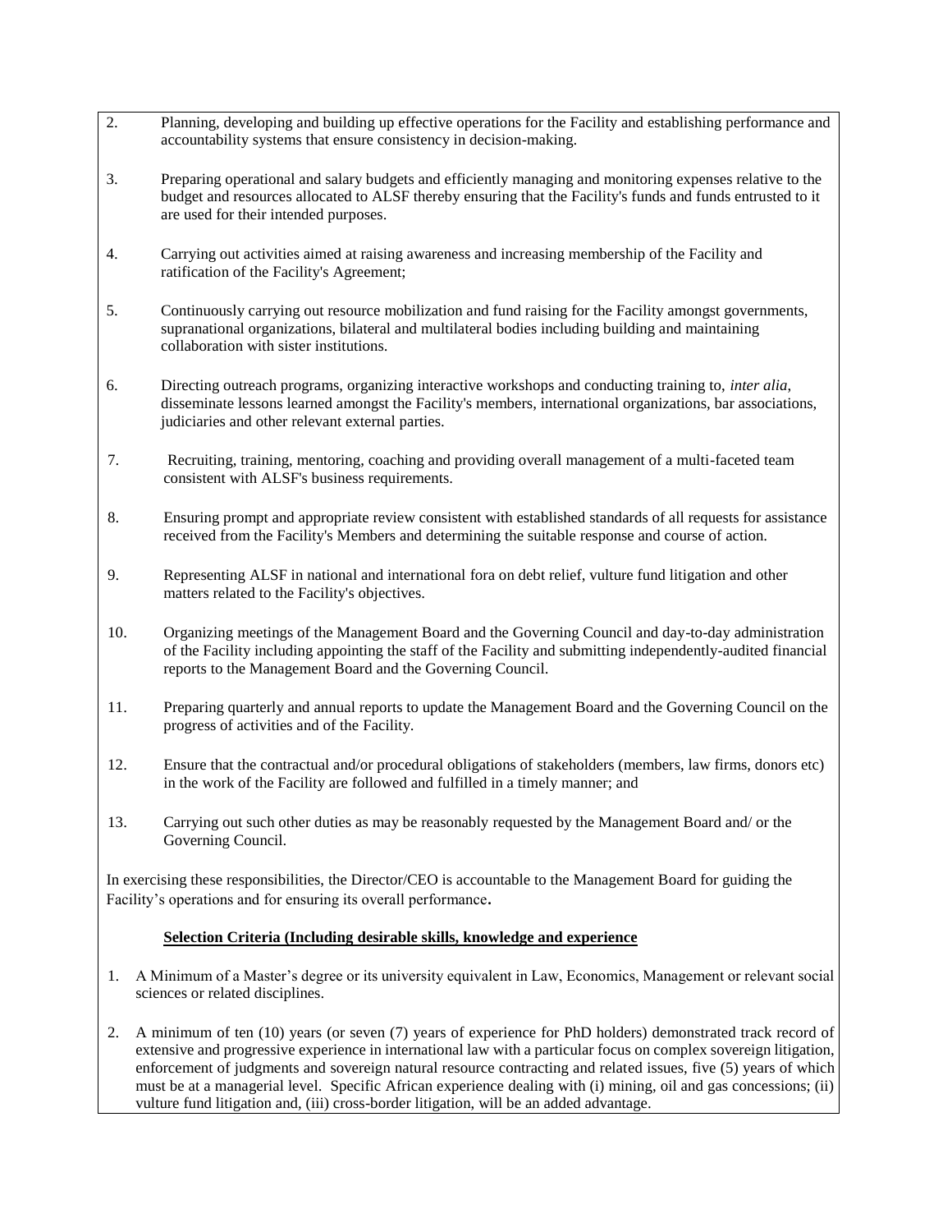2. Planning, developing and building up effective operations for the Facility and establishing performance and accountability systems that ensure consistency in decision-making.

3. Preparing operational and salary budgets and efficiently managing and monitoring expenses relative to the budget and resources allocated to ALSF thereby ensuring that the Facility's funds and funds entrusted to it are used for their intended purposes.

4. Carrying out activities aimed at raising awareness and increasing membership of the Facility and ratification of the Facility's Agreement;

5. Continuously carrying out resource mobilization and fund raising for the Facility amongst governments, supranational organizations, bilateral and multilateral bodies including building and maintaining collaboration with sister institutions.

6. Directing outreach programs, organizing interactive workshops and conducting training to, *inter alia,* disseminate lessons learned amongst the Facility's members, international organizations, bar associations, judiciaries and other relevant external parties.

7. Recruiting, training, mentoring, coaching and providing overall management of a multi-faceted team consistent with ALSF's business requirements.

8. Ensuring prompt and appropriate review consistent with established standards of all requests for assistance received from the Facility's Members and determining the suitable response and course of action.

9. Representing ALSF in national and international fora on debt relief, vulture fund litigation and other matters related to the Facility's objectives.

10. Organizing meetings of the Management Board and the Governing Council and day-to-day administration of the Facility including appointing the staff of the Facility and submitting independently-audited financial reports to the Management Board and the Governing Council.

11. Preparing quarterly and annual reports to update the Management Board and the Governing Council on the progress of activities and of the Facility.

12. Ensure that the contractual and/or procedural obligations of stakeholders (members, law firms, donors etc) in the work of the Facility are followed and fulfilled in a timely manner; and

13. Carrying out such other duties as may be reasonably requested by the Management Board and/ or the Governing Council.

In exercising these responsibilities, the Director/CEO is accountable to the Management Board for guiding the Facility's operations and for ensuring its overall performance**.**

**Selection Criteria (Including desirable skills, knowledge and experience**

1. A Minimum of a Master's degree or its university equivalent in Law, Economics, Management or relevant social sciences or related disciplines.

2. A minimum of ten (10) years (or seven (7) years of experience for PhD holders) demonstrated track record of extensive and progressive experience in international law with a particular focus on complex sovereign litigation, enforcement of judgments and sovereign natural resource contracting and related issues, five (5) years of which must be at a managerial level. Specific African experience dealing with (i) mining, oil and gas concessions; (ii) vulture fund litigation and, (iii) cross-border litigation, will be an added advantage.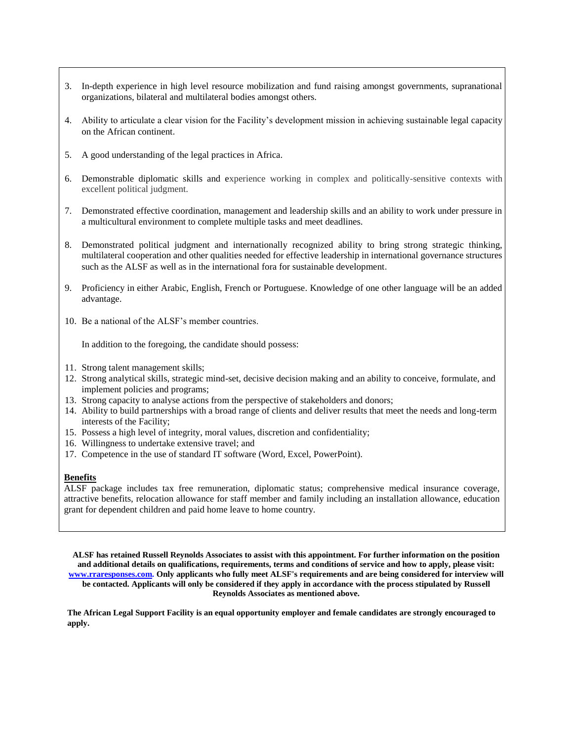3. In-depth experience in high level resource mobilization and fund raising amongst governments, supranational organizations, bilateral and multilateral bodies amongst others.

4. Ability to articulate a clear vision for the Facility's development mission in achieving sustainable legal capacity on the African continent.

5. A good understanding of the legal practices in Africa.

6. Demonstrable diplomatic skills and experience working in complex and politically-sensitive contexts with excellent political judgment.

7. Demonstrated effective coordination, management and leadership skills and an ability to work under pressure in a multicultural environment to complete multiple tasks and meet deadlines.

8. Demonstrated political judgment and internationally recognized ability to bring strong strategic thinking, multilateral cooperation and other qualities needed for effective leadership in international governance structures such as the ALSF as well as in the international fora for sustainable development.

9. Proficiency in either Arabic, English, French or Portuguese. Knowledge of one other language will be an added advantage.

10. Be a national of the ALSF's member countries.

    In addition to the foregoing, the candidate should possess:

11. Strong talent management skills;
12. Strong analytical skills, strategic mind-set, decisive decision making and an ability to conceive, formulate, and implement policies and programs;
13. Strong capacity to analyse actions from the perspective of stakeholders and donors;
14. Ability to build partnerships with a broad range of clients and deliver results that meet the needs and long-term interests of the Facility;
15. Possess a high level of integrity, moral values, discretion and confidentiality;
16. Willingness to undertake extensive travel; and
17. Competence in the use of standard IT software (Word, Excel, PowerPoint).

**Benefits**

ALSF package includes tax free remuneration, diplomatic status; comprehensive medical insurance coverage, attractive benefits, relocation allowance for staff member and family including an installation allowance, education grant for dependent children and paid home leave to home country.

**ALSF has retained Russell Reynolds Associates to assist with this appointment. For further information on the position and additional details on qualifications, requirements, terms and conditions of service and how to apply, please visit: [www.rraresponses.com](http://www.rraresponses.com). Only applicants who fully meet ALSF's requirements and are being considered for interview will be contacted. Applicants will only be considered if they apply in accordance with the process stipulated by Russell Reynolds Associates as mentioned above.**

**The African Legal Support Facility is an equal opportunity employer and female candidates are strongly encouraged to apply.**